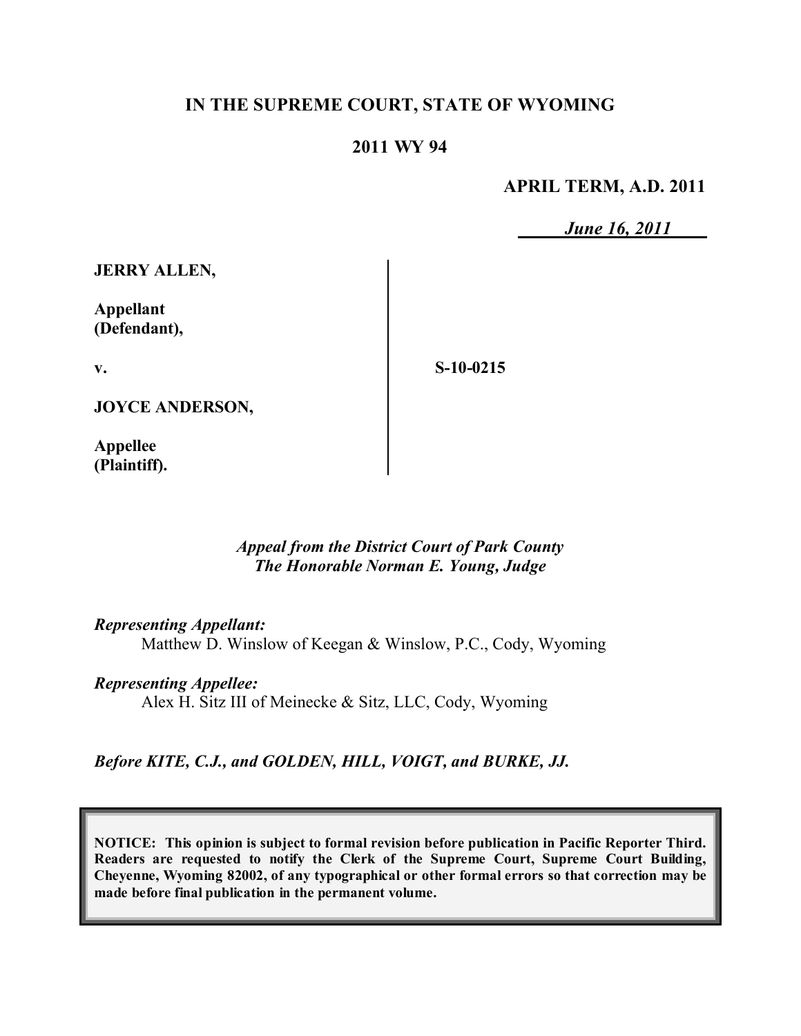**IN THE SUPREME COURT, STATE OF WYOMING**

**2011 WY 94**

**APRIL TERM, A.D. 2011**

***June 16, 2011***

| | |
|---|---|
| **JERRY ALLEN,**<br><br>**Appellant (Defendant),**<br><br>**v.**<br><br>**JOYCE ANDERSON,**<br><br>**Appellee (Plaintiff).** | **S-10-0215** |

*Appeal from the District Court of Park County*
*The Honorable Norman E. Young, Judge*

*Representing Appellant:*
Matthew D. Winslow of Keegan & Winslow, P.C., Cody, Wyoming

*Representing Appellee:*
Alex H. Sitz III of Meinecke & Sitz, LLC, Cody, Wyoming

*Before KITE, C.J., and GOLDEN, HILL, VOIGT, and BURKE, JJ.*

**NOTICE: This opinion is subject to formal revision before publication in Pacific Reporter Third. Readers are requested to notify the Clerk of the Supreme Court, Supreme Court Building, Cheyenne, Wyoming 82002, of any typographical or other formal errors so that correction may be made before final publication in the permanent volume.**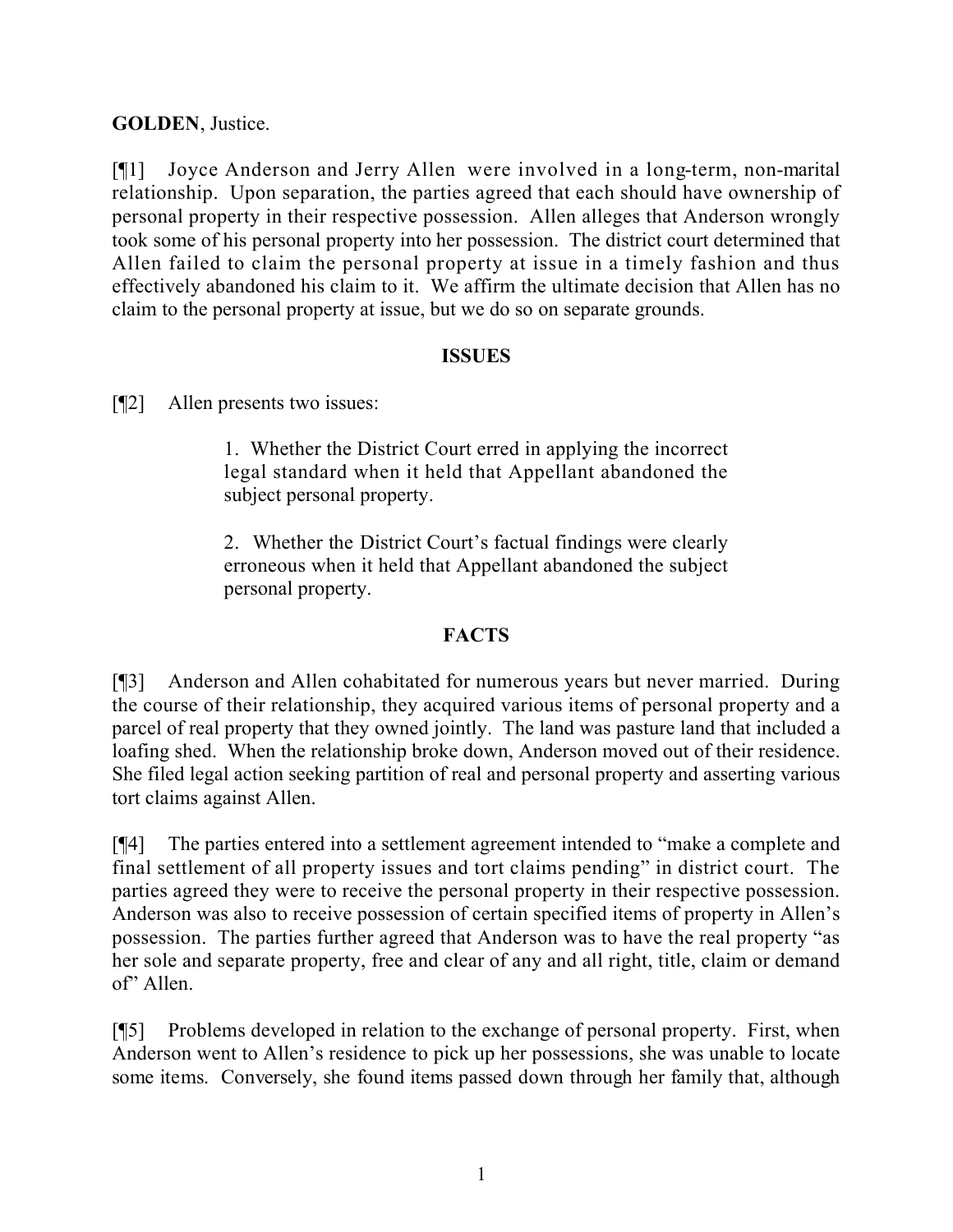**GOLDEN**, Justice.

[¶1] Joyce Anderson and Jerry Allen were involved in a long-term, non-marital relationship. Upon separation, the parties agreed that each should have ownership of personal property in their respective possession. Allen alleges that Anderson wrongly took some of his personal property into her possession. The district court determined that Allen failed to claim the personal property at issue in a timely fashion and thus effectively abandoned his claim to it. We affirm the ultimate decision that Allen has no claim to the personal property at issue, but we do so on separate grounds.

## ISSUES

[¶2] Allen presents two issues:

> 1. Whether the District Court erred in applying the incorrect legal standard when it held that Appellant abandoned the subject personal property.
>
> 2. Whether the District Court's factual findings were clearly erroneous when it held that Appellant abandoned the subject personal property.

## FACTS

[¶3] Anderson and Allen cohabitated for numerous years but never married. During the course of their relationship, they acquired various items of personal property and a parcel of real property that they owned jointly. The land was pasture land that included a loafing shed. When the relationship broke down, Anderson moved out of their residence. She filed legal action seeking partition of real and personal property and asserting various tort claims against Allen.

[¶4] The parties entered into a settlement agreement intended to "make a complete and final settlement of all property issues and tort claims pending" in district court. The parties agreed they were to receive the personal property in their respective possession. Anderson was also to receive possession of certain specified items of property in Allen's possession. The parties further agreed that Anderson was to have the real property "as her sole and separate property, free and clear of any and all right, title, claim or demand of" Allen.

[¶5] Problems developed in relation to the exchange of personal property. First, when Anderson went to Allen's residence to pick up her possessions, she was unable to locate some items. Conversely, she found items passed down through her family that, although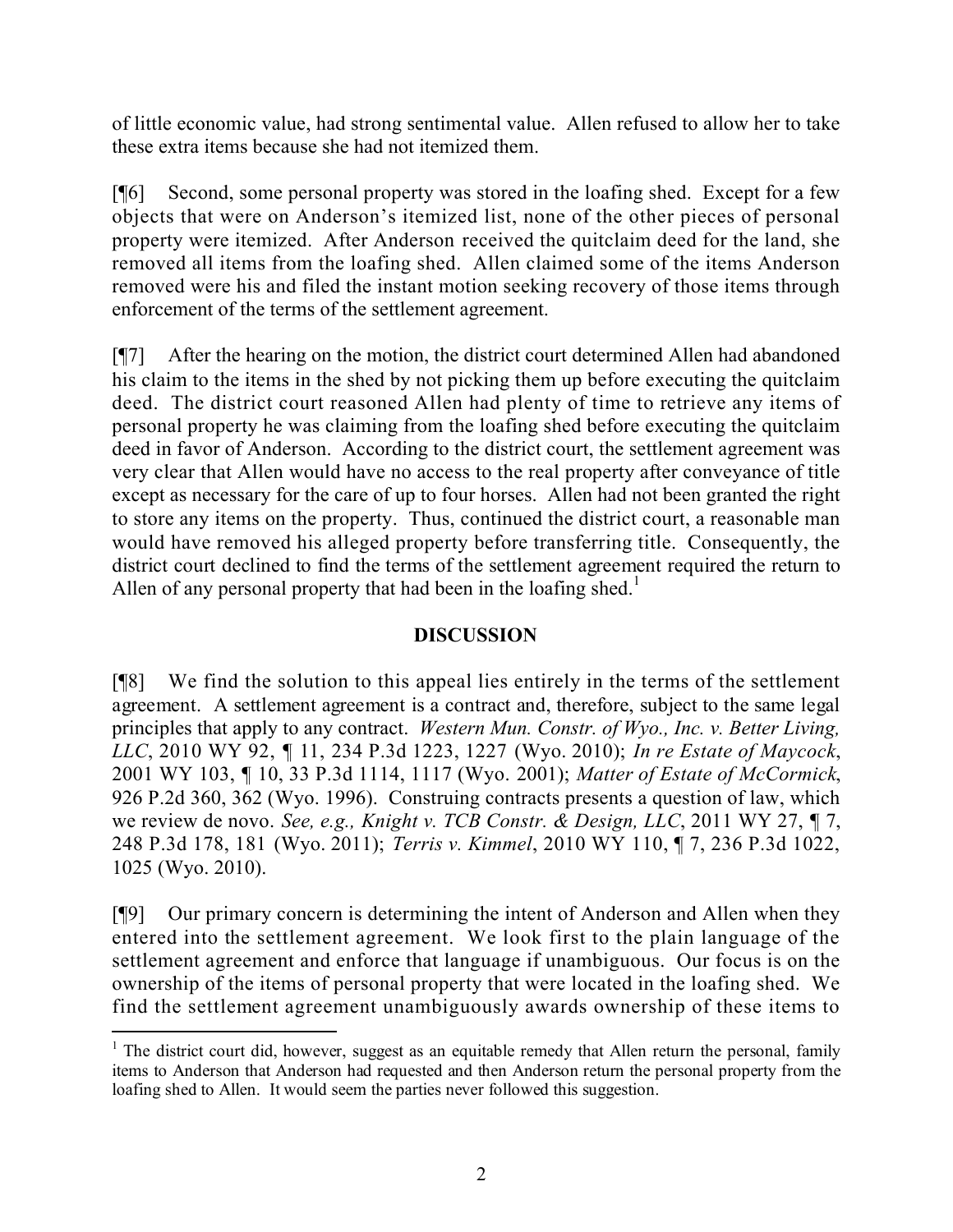of little economic value, had strong sentimental value. Allen refused to allow her to take these extra items because she had not itemized them.

[¶6] Second, some personal property was stored in the loafing shed. Except for a few objects that were on Anderson's itemized list, none of the other pieces of personal property were itemized. After Anderson received the quitclaim deed for the land, she removed all items from the loafing shed. Allen claimed some of the items Anderson removed were his and filed the instant motion seeking recovery of those items through enforcement of the terms of the settlement agreement.

[¶7] After the hearing on the motion, the district court determined Allen had abandoned his claim to the items in the shed by not picking them up before executing the quitclaim deed. The district court reasoned Allen had plenty of time to retrieve any items of personal property he was claiming from the loafing shed before executing the quitclaim deed in favor of Anderson. According to the district court, the settlement agreement was very clear that Allen would have no access to the real property after conveyance of title except as necessary for the care of up to four horses. Allen had not been granted the right to store any items on the property. Thus, continued the district court, a reasonable man would have removed his alleged property before transferring title. Consequently, the district court declined to find the terms of the settlement agreement required the return to Allen of any personal property that had been in the loafing shed.[1]

## DISCUSSION

[¶8] We find the solution to this appeal lies entirely in the terms of the settlement agreement. A settlement agreement is a contract and, therefore, subject to the same legal principles that apply to any contract. *Western Mun. Constr. of Wyo., Inc. v. Better Living, LLC*, 2010 WY 92, ¶ 11, 234 P.3d 1223, 1227 (Wyo. 2010); *In re Estate of Maycock*, 2001 WY 103, ¶ 10, 33 P.3d 1114, 1117 (Wyo. 2001); *Matter of Estate of McCormick*, 926 P.2d 360, 362 (Wyo. 1996). Construing contracts presents a question of law, which we review de novo. *See, e.g., Knight v. TCB Constr. & Design, LLC*, 2011 WY 27, ¶ 7, 248 P.3d 178, 181 (Wyo. 2011); *Terris v. Kimmel*, 2010 WY 110, ¶ 7, 236 P.3d 1022, 1025 (Wyo. 2010).

[¶9] Our primary concern is determining the intent of Anderson and Allen when they entered into the settlement agreement. We look first to the plain language of the settlement agreement and enforce that language if unambiguous. Our focus is on the ownership of the items of personal property that were located in the loafing shed. We find the settlement agreement unambiguously awards ownership of these items to

---

[1] The district court did, however, suggest as an equitable remedy that Allen return the personal, family items to Anderson that Anderson had requested and then Anderson return the personal property from the loafing shed to Allen. It would seem the parties never followed this suggestion.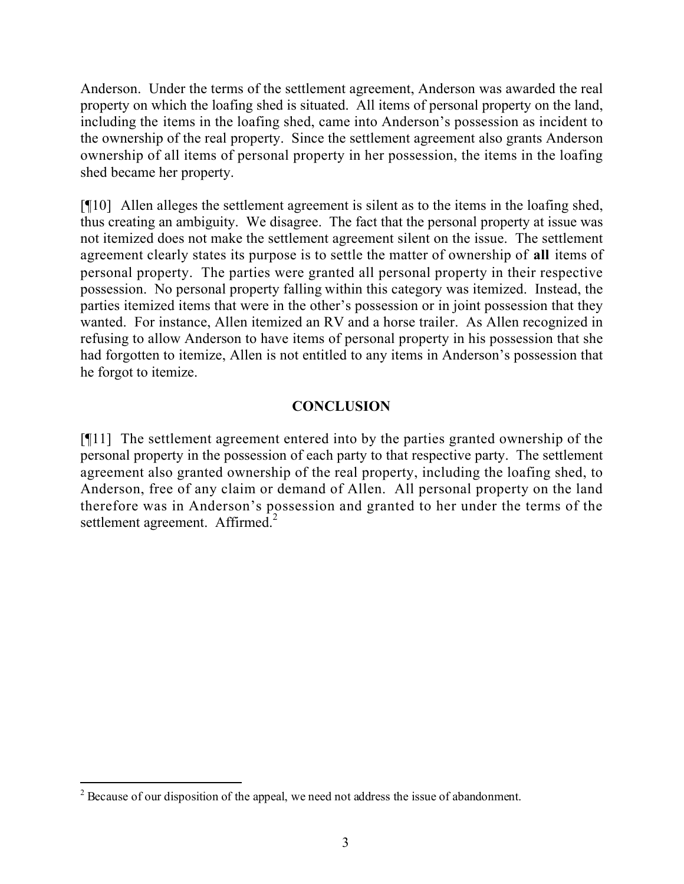Anderson. Under the terms of the settlement agreement, Anderson was awarded the real property on which the loafing shed is situated. All items of personal property on the land, including the items in the loafing shed, came into Anderson's possession as incident to the ownership of the real property. Since the settlement agreement also grants Anderson ownership of all items of personal property in her possession, the items in the loafing shed became her property.

[¶10] Allen alleges the settlement agreement is silent as to the items in the loafing shed, thus creating an ambiguity. We disagree. The fact that the personal property at issue was not itemized does not make the settlement agreement silent on the issue. The settlement agreement clearly states its purpose is to settle the matter of ownership of **all** items of personal property. The parties were granted all personal property in their respective possession. No personal property falling within this category was itemized. Instead, the parties itemized items that were in the other's possession or in joint possession that they wanted. For instance, Allen itemized an RV and a horse trailer. As Allen recognized in refusing to allow Anderson to have items of personal property in his possession that she had forgotten to itemize, Allen is not entitled to any items in Anderson's possession that he forgot to itemize.

## CONCLUSION

[¶11] The settlement agreement entered into by the parties granted ownership of the personal property in the possession of each party to that respective party. The settlement agreement also granted ownership of the real property, including the loafing shed, to Anderson, free of any claim or demand of Allen. All personal property on the land therefore was in Anderson's possession and granted to her under the terms of the settlement agreement. Affirmed.[2]

---

[2] Because of our disposition of the appeal, we need not address the issue of abandonment.